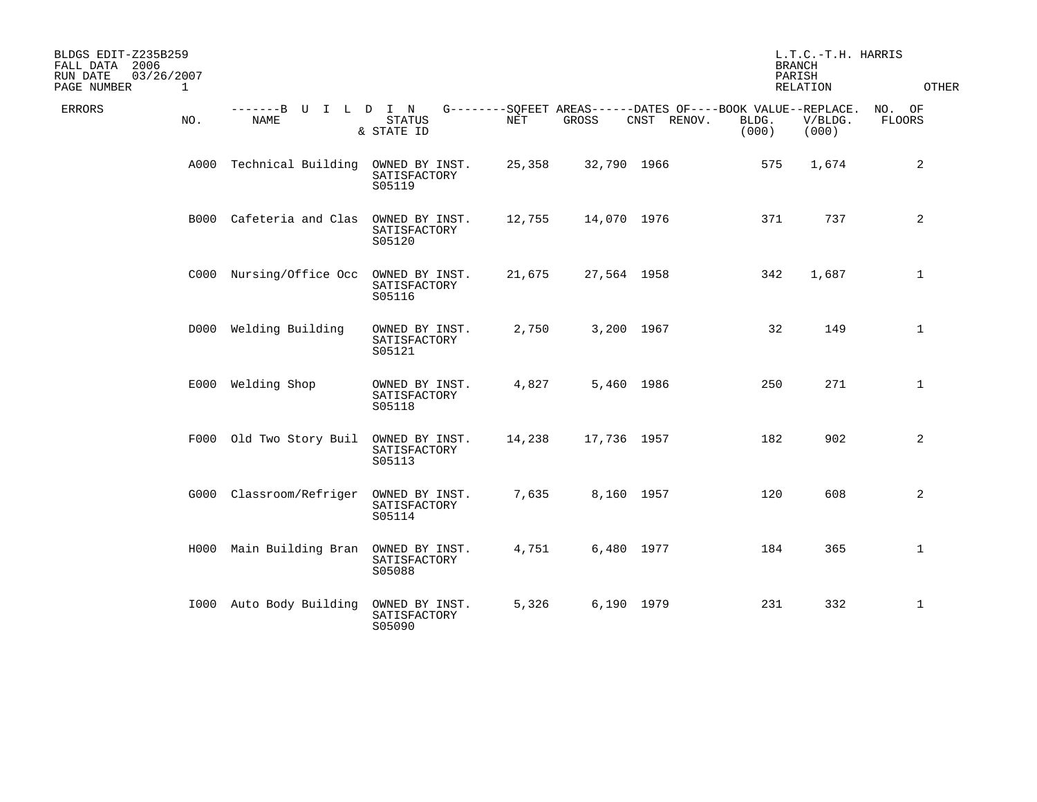BLDGS EDIT-Z235B259
FALL DATA 2006
RUN DATE 03/26/2007
PAGE NUMBER 1

L.T.C.-T.H. HARRIS
BRANCH
PARISH
RELATION
OTHER

| ERRORS | NO. | BUILDING NAME | STATUS & STATE ID | SQFEET AREAS NET | SQFEET AREAS GROSS | DATES OF CNST | DATES OF RENOV. | BOOK VALUE BLDG. (000) | REPLACE. V/BLDG. (000) | NO. OF FLOORS |
|---|---|---|---|---|---|---|---|---|---|---|
| | A000 | Technical Building | OWNED BY INST. SATISFACTORY S05119 | 25,358 | 32,790 | 1966 | | 575 | 1,674 | 2 |
| | B000 | Cafeteria and Clas | OWNED BY INST. SATISFACTORY S05120 | 12,755 | 14,070 | 1976 | | 371 | 737 | 2 |
| | C000 | Nursing/Office Occ | OWNED BY INST. SATISFACTORY S05116 | 21,675 | 27,564 | 1958 | | 342 | 1,687 | 1 |
| | D000 | Welding Building | OWNED BY INST. SATISFACTORY S05121 | 2,750 | 3,200 | 1967 | | 32 | 149 | 1 |
| | E000 | Welding Shop | OWNED BY INST. SATISFACTORY S05118 | 4,827 | 5,460 | 1986 | | 250 | 271 | 1 |
| | F000 | Old Two Story Buil | OWNED BY INST. SATISFACTORY S05113 | 14,238 | 17,736 | 1957 | | 182 | 902 | 2 |
| | G000 | Classroom/Refriger | OWNED BY INST. SATISFACTORY S05114 | 7,635 | 8,160 | 1957 | | 120 | 608 | 2 |
| | H000 | Main Building Bran | OWNED BY INST. SATISFACTORY S05088 | 4,751 | 6,480 | 1977 | | 184 | 365 | 1 |
| | I000 | Auto Body Building | OWNED BY INST. SATISFACTORY S05090 | 5,326 | 6,190 | 1979 | | 231 | 332 | 1 |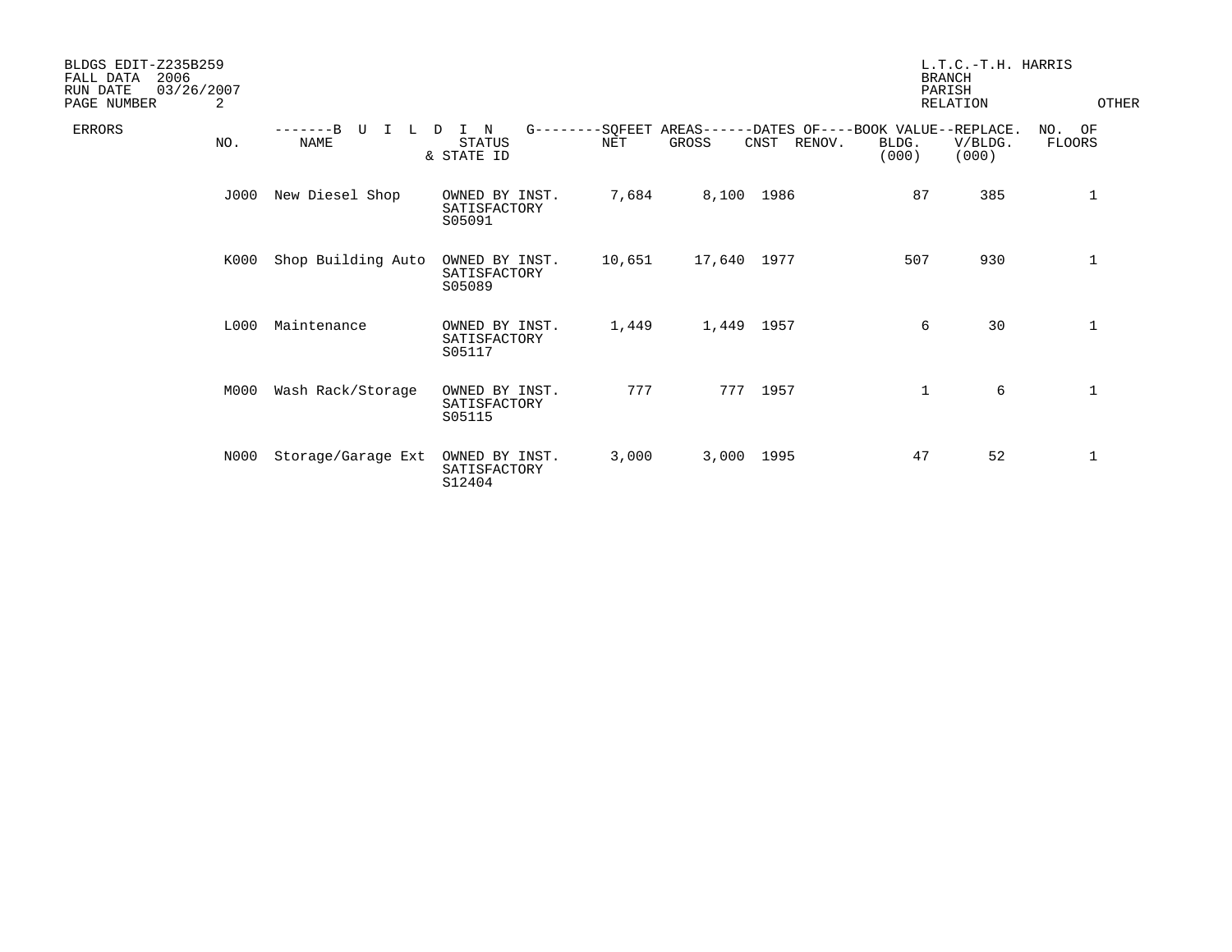BLDGS EDIT-Z235B259
FALL DATA 2006
RUN DATE 03/26/2007

L.T.C.-T.H. HARRIS
BRANCH
PARISH
RELATION

OTHER

| ERRORS | NO. | BUILDING NAME | STATUS & STATE ID | SQFEET AREAS NET | SQFEET AREAS GROSS | DATES OF CNST | DATES OF RENOV. | BOOK VALUE BLDG. (000) | REPLACE. V/BLDG. (000) | NO. OF FLOORS |
|---|---|---|---|---|---|---|---|---|---|---|
| | J000 | New Diesel Shop | OWNED BY INST. SATISFACTORY S05091 | 7,684 | 8,100 | 1986 | | 87 | 385 | 1 |
| | K000 | Shop Building Auto | OWNED BY INST. SATISFACTORY S05089 | 10,651 | 17,640 | 1977 | | 507 | 930 | 1 |
| | L000 | Maintenance | OWNED BY INST. SATISFACTORY S05117 | 1,449 | 1,449 | 1957 | | 6 | 30 | 1 |
| | M000 | Wash Rack/Storage | OWNED BY INST. SATISFACTORY S05115 | 777 | 777 | 1957 | | 1 | 6 | 1 |
| | N000 | Storage/Garage Ext | OWNED BY INST. SATISFACTORY S12404 | 3,000 | 3,000 | 1995 | | 47 | 52 | 1 |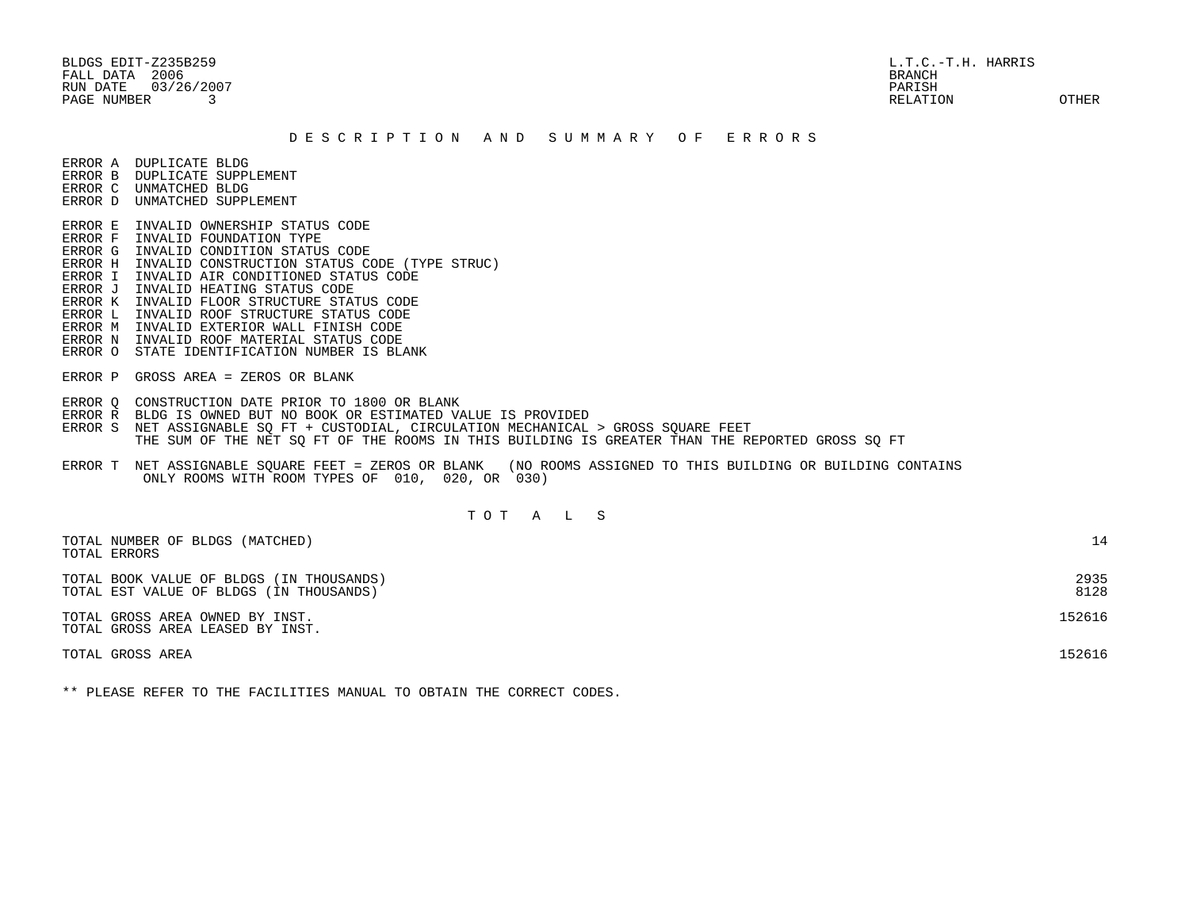BLDGS EDIT-Z235B259
FALL DATA 2006
RUN DATE 03/26/2007
PAGE NUMBER 3

L.T.C.-T.H. HARRIS
BRANCH
PARISH
RELATION OTHER

## D E S C R I P T I O N   A N D   S U M M A R Y   O F   E R R O R S

ERROR A DUPLICATE BLDG
ERROR B DUPLICATE SUPPLEMENT
ERROR C UNMATCHED BLDG
ERROR D UNMATCHED SUPPLEMENT

ERROR E INVALID OWNERSHIP STATUS CODE
ERROR F INVALID FOUNDATION TYPE
ERROR G INVALID CONDITION STATUS CODE
ERROR H INVALID CONSTRUCTION STATUS CODE (TYPE STRUC)
ERROR I INVALID AIR CONDITIONED STATUS CODE
ERROR J INVALID HEATING STATUS CODE
ERROR K INVALID FLOOR STRUCTURE STATUS CODE
ERROR L INVALID ROOF STRUCTURE STATUS CODE
ERROR M INVALID EXTERIOR WALL FINISH CODE
ERROR N INVALID ROOF MATERIAL STATUS CODE
ERROR O STATE IDENTIFICATION NUMBER IS BLANK

ERROR P GROSS AREA = ZEROS OR BLANK

ERROR Q CONSTRUCTION DATE PRIOR TO 1800 OR BLANK
ERROR R BLDG IS OWNED BUT NO BOOK OR ESTIMATED VALUE IS PROVIDED
ERROR S NET ASSIGNABLE SQ FT + CUSTODIAL, CIRCULATION MECHANICAL > GROSS SQUARE FEET
THE SUM OF THE NET SQ FT OF THE ROOMS IN THIS BUILDING IS GREATER THAN THE REPORTED GROSS SQ FT

ERROR T NET ASSIGNABLE SQUARE FEET = ZEROS OR BLANK (NO ROOMS ASSIGNED TO THIS BUILDING OR BUILDING CONTAINS ONLY ROOMS WITH ROOM TYPES OF 010, 020, OR 030)

## T O T A L S

| | |
|---|---|
| TOTAL NUMBER OF BLDGS (MATCHED) | 14 |
| TOTAL ERRORS | |
| TOTAL BOOK VALUE OF BLDGS (IN THOUSANDS) | 2935 |
| TOTAL EST VALUE OF BLDGS (IN THOUSANDS) | 8128 |
| TOTAL GROSS AREA OWNED BY INST. | 152616 |
| TOTAL GROSS AREA LEASED BY INST. | |
| TOTAL GROSS AREA | 152616 |

** PLEASE REFER TO THE FACILITIES MANUAL TO OBTAIN THE CORRECT CODES.